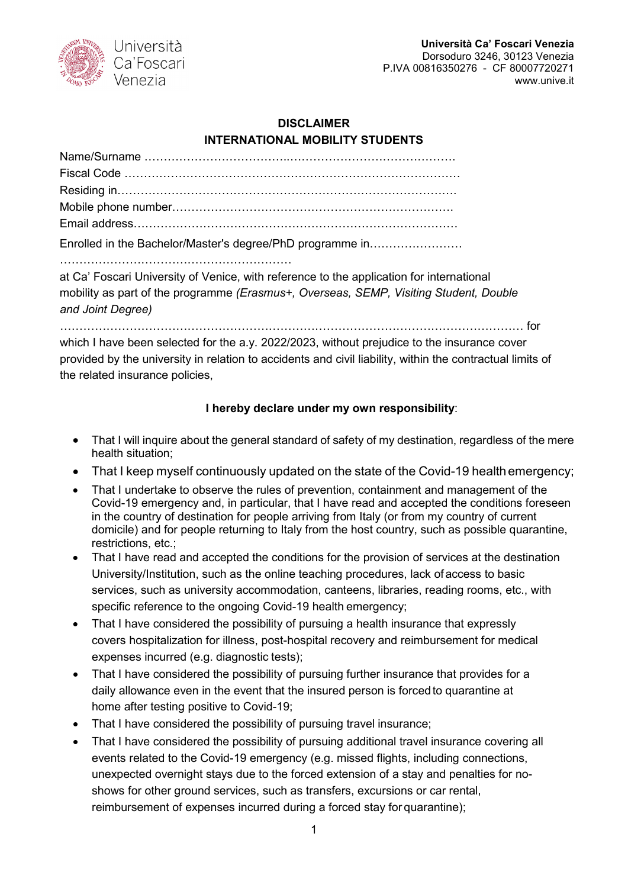**Università Ca' Foscari Venezia**
Dorsoduro 3246, 30123 Venezia
P.IVA 00816350276 - CF 80007720271
www.unive.it

## DISCLAIMER
## INTERNATIONAL MOBILITY STUDENTS

Name/Surname ……………………………..……………………………………….
Fiscal Code …………………………………………………………………………
Residing in……………………………………………………………………………
Mobile phone number……………………………………………………………….
Email address…………………………………………………………………………

Enrolled in the Bachelor/Master's degree/PhD programme in……………………
……………………………………………………

at Ca' Foscari University of Venice, with reference to the application for international mobility as part of the programme *(Erasmus+, Overseas, SEMP, Visiting Student, Double and Joint Degree)*
……………………………………………………………………………………………………… for which I have been selected for the a.y. 2022/2023, without prejudice to the insurance cover provided by the university in relation to accidents and civil liability, within the contractual limits of the related insurance policies,

**I hereby declare under my own responsibility**:

- That I will inquire about the general standard of safety of my destination, regardless of the mere health situation;
- That I keep myself continuously updated on the state of the Covid-19 health emergency;
- That I undertake to observe the rules of prevention, containment and management of the Covid-19 emergency and, in particular, that I have read and accepted the conditions foreseen in the country of destination for people arriving from Italy (or from my country of current domicile) and for people returning to Italy from the host country, such as possible quarantine, restrictions, etc.;
- That I have read and accepted the conditions for the provision of services at the destination University/Institution, such as the online teaching procedures, lack of access to basic services, such as university accommodation, canteens, libraries, reading rooms, etc., with specific reference to the ongoing Covid-19 health emergency;
- That I have considered the possibility of pursuing a health insurance that expressly covers hospitalization for illness, post-hospital recovery and reimbursement for medical expenses incurred (e.g. diagnostic tests);
- That I have considered the possibility of pursuing further insurance that provides for a daily allowance even in the event that the insured person is forced to quarantine at home after testing positive to Covid-19;
- That I have considered the possibility of pursuing travel insurance;
- That I have considered the possibility of pursuing additional travel insurance covering all events related to the Covid-19 emergency (e.g. missed flights, including connections, unexpected overnight stays due to the forced extension of a stay and penalties for no-shows for other ground services, such as transfers, excursions or car rental, reimbursement of expenses incurred during a forced stay for quarantine);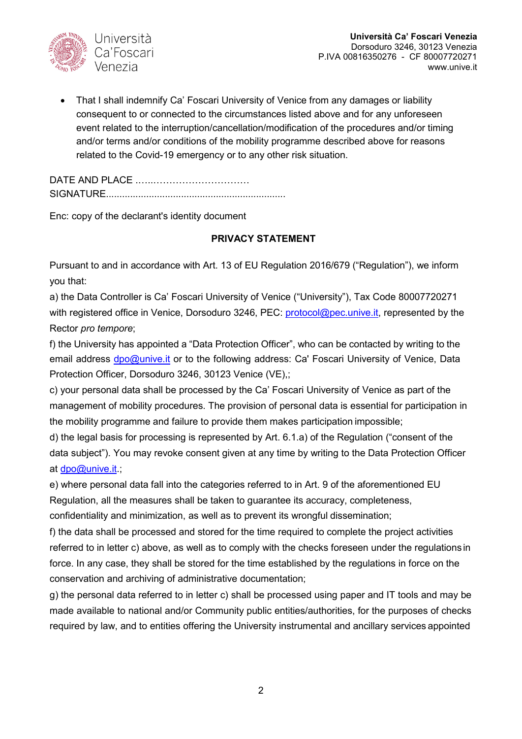- That I shall indemnify Ca' Foscari University of Venice from any damages or liability consequent to or connected to the circumstances listed above and for any unforeseen event related to the interruption/cancellation/modification of the procedures and/or timing and/or terms and/or conditions of the mobility programme described above for reasons related to the Covid-19 emergency or to any other risk situation.

DATE AND PLACE ……..…………………………
SIGNATURE..................................................................

Enc: copy of the declarant's identity document

**PRIVACY STATEMENT**

Pursuant to and in accordance with Art. 13 of EU Regulation 2016/679 ("Regulation"), we inform you that:

a) the Data Controller is Ca' Foscari University of Venice ("University"), Tax Code 80007720271 with registered office in Venice, Dorsoduro 3246, PEC: protocol@pec.unive.it, represented by the Rector *pro tempore*;

f) the University has appointed a "Data Protection Officer", who can be contacted by writing to the email address dpo@unive.it or to the following address: Ca' Foscari University of Venice, Data Protection Officer, Dorsoduro 3246, 30123 Venice (VE),;

c) your personal data shall be processed by the Ca' Foscari University of Venice as part of the management of mobility procedures. The provision of personal data is essential for participation in the mobility programme and failure to provide them makes participation impossible;

d) the legal basis for processing is represented by Art. 6.1.a) of the Regulation ("consent of the data subject"). You may revoke consent given at any time by writing to the Data Protection Officer at dpo@unive.it.;

e) where personal data fall into the categories referred to in Art. 9 of the aforementioned EU Regulation, all the measures shall be taken to guarantee its accuracy, completeness, confidentiality and minimization, as well as to prevent its wrongful dissemination;

f) the data shall be processed and stored for the time required to complete the project activities referred to in letter c) above, as well as to comply with the checks foreseen under the regulations in force. In any case, they shall be stored for the time established by the regulations in force on the conservation and archiving of administrative documentation;

g) the personal data referred to in letter c) shall be processed using paper and IT tools and may be made available to national and/or Community public entities/authorities, for the purposes of checks required by law, and to entities offering the University instrumental and ancillary services appointed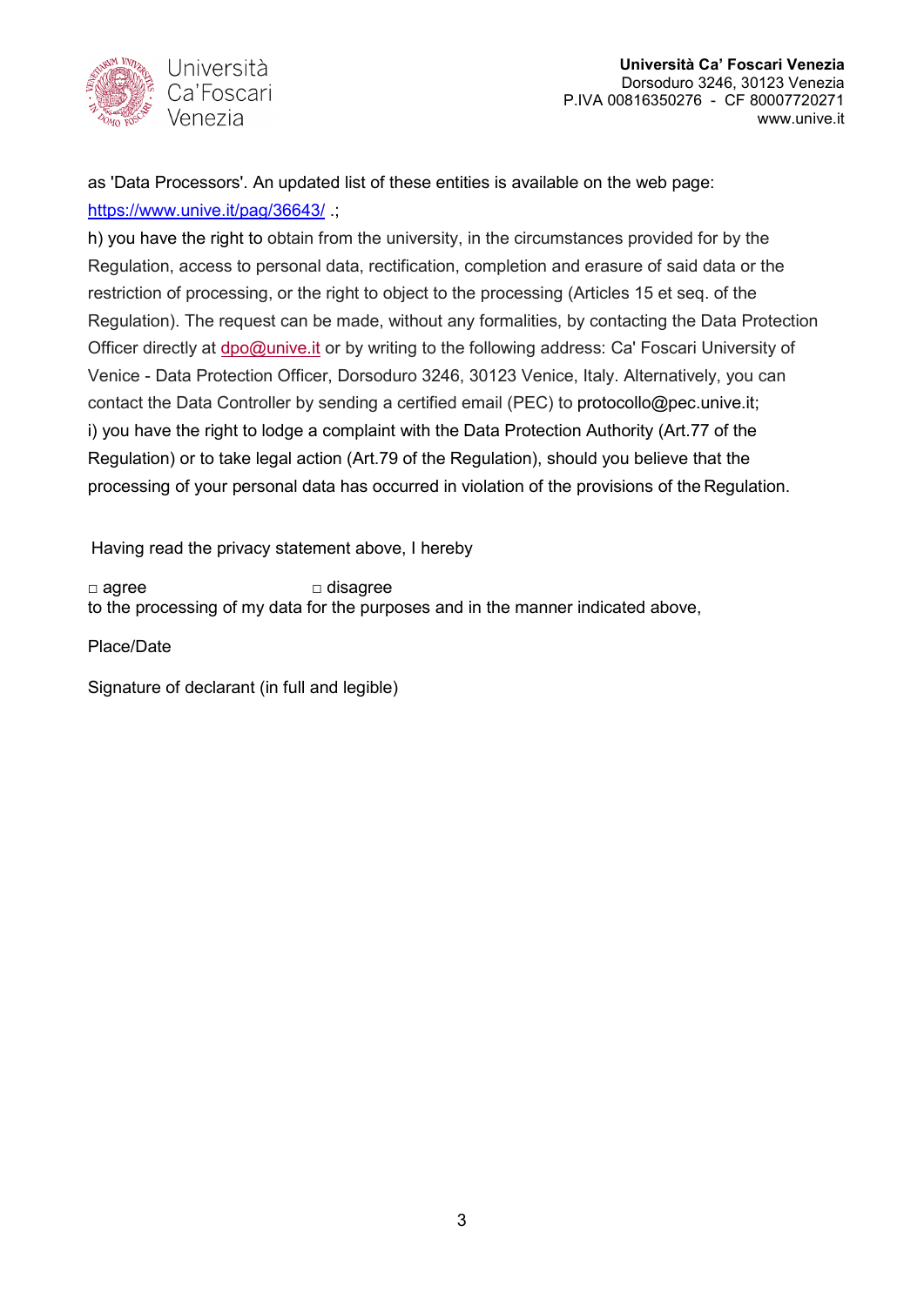as 'Data Processors'. An updated list of these entities is available on the web page: https://www.unive.it/pag/36643/ .;

h) you have the right to obtain from the university, in the circumstances provided for by the Regulation, access to personal data, rectification, completion and erasure of said data or the restriction of processing, or the right to object to the processing (Articles 15 et seq. of the Regulation). The request can be made, without any formalities, by contacting the Data Protection Officer directly at dpo@unive.it or by writing to the following address: Ca' Foscari University of Venice - Data Protection Officer, Dorsoduro 3246, 30123 Venice, Italy. Alternatively, you can contact the Data Controller by sending a certified email (PEC) to protocollo@pec.unive.it;

i) you have the right to lodge a complaint with the Data Protection Authority (Art.77 of the Regulation) or to take legal action (Art.79 of the Regulation), should you believe that the processing of your personal data has occurred in violation of the provisions of the Regulation.

Having read the privacy statement above, I hereby

□ agree □ disagree

to the processing of my data for the purposes and in the manner indicated above,

Place/Date

Signature of declarant (in full and legible)